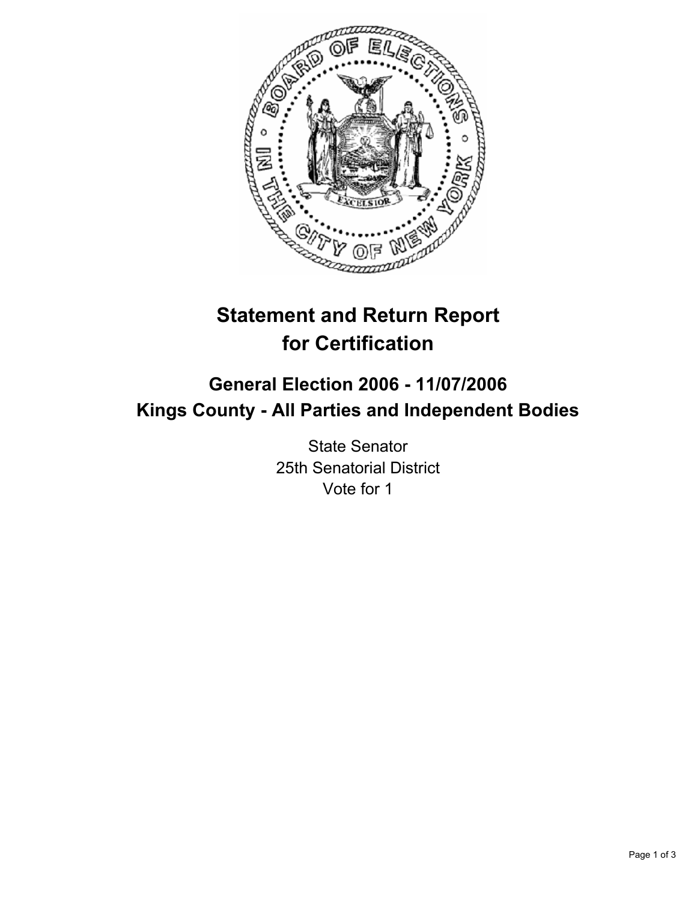# Statement and Return Report for Certification

## General Election 2006 - 11/07/2006
## Kings County - All Parties and Independent Bodies

State Senator
25th Senatorial District
Vote for 1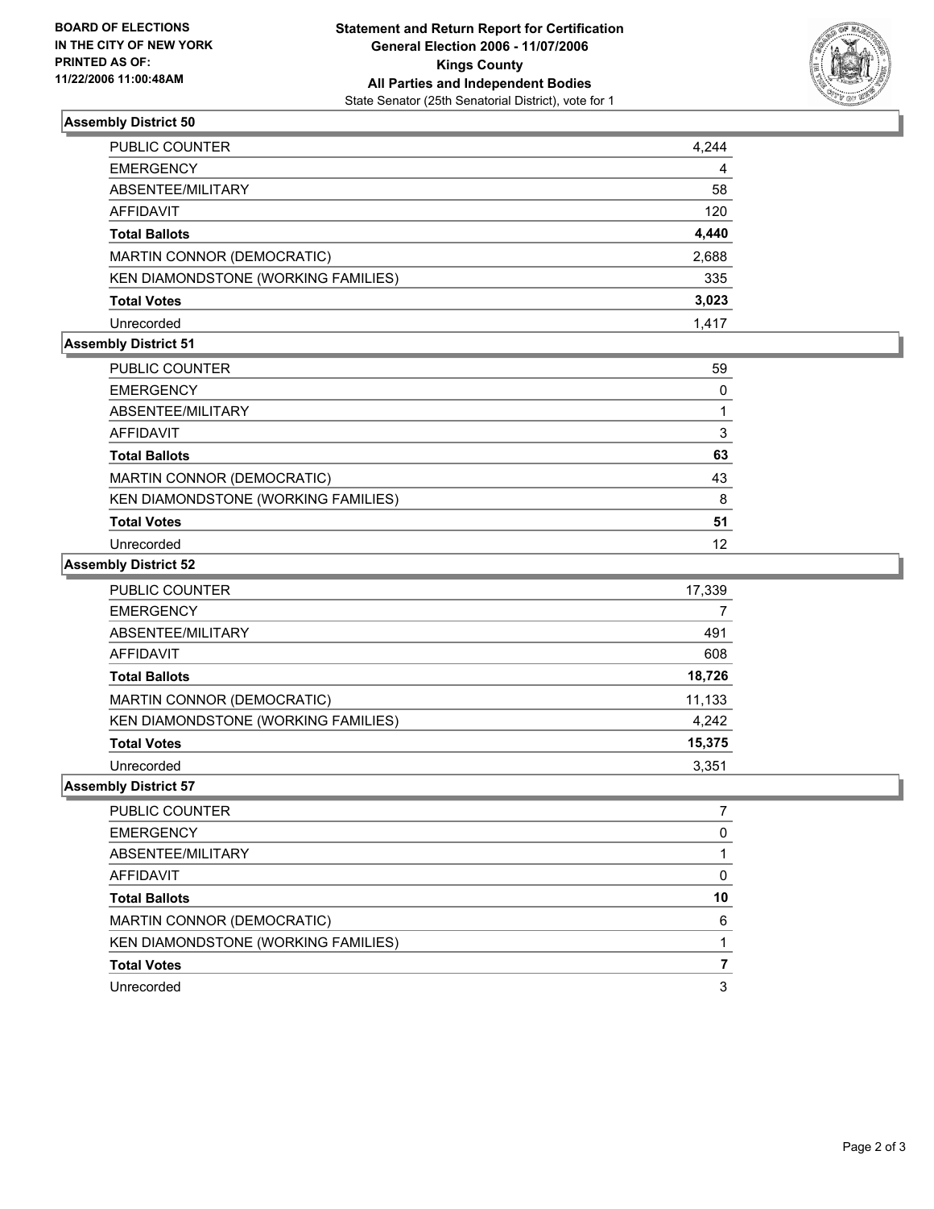**BOARD OF ELECTIONS IN THE CITY OF NEW YORK PRINTED AS OF: 11/22/2006 11:00:48AM**

# Statement and Return Report for Certification
## General Election 2006 - 11/07/2006
## Kings County
## All Parties and Independent Bodies
State Senator (25th Senatorial District), vote for 1

### Assembly District 50

| | |
|---|---|
| PUBLIC COUNTER | 4,244 |
| EMERGENCY | 4 |
| ABSENTEE/MILITARY | 58 |
| AFFIDAVIT | 120 |
| **Total Ballots** | **4,440** |
| MARTIN CONNOR (DEMOCRATIC) | 2,688 |
| KEN DIAMONDSTONE (WORKING FAMILIES) | 335 |
| **Total Votes** | **3,023** |
| Unrecorded | 1,417 |

### Assembly District 51

| | |
|---|---|
| PUBLIC COUNTER | 59 |
| EMERGENCY | 0 |
| ABSENTEE/MILITARY | 1 |
| AFFIDAVIT | 3 |
| **Total Ballots** | **63** |
| MARTIN CONNOR (DEMOCRATIC) | 43 |
| KEN DIAMONDSTONE (WORKING FAMILIES) | 8 |
| **Total Votes** | **51** |
| Unrecorded | 12 |

### Assembly District 52

| | |
|---|---|
| PUBLIC COUNTER | 17,339 |
| EMERGENCY | 7 |
| ABSENTEE/MILITARY | 491 |
| AFFIDAVIT | 608 |
| **Total Ballots** | **18,726** |
| MARTIN CONNOR (DEMOCRATIC) | 11,133 |
| KEN DIAMONDSTONE (WORKING FAMILIES) | 4,242 |
| **Total Votes** | **15,375** |
| Unrecorded | 3,351 |

### Assembly District 57

| | |
|---|---|
| PUBLIC COUNTER | 7 |
| EMERGENCY | 0 |
| ABSENTEE/MILITARY | 1 |
| AFFIDAVIT | 0 |
| **Total Ballots** | **10** |
| MARTIN CONNOR (DEMOCRATIC) | 6 |
| KEN DIAMONDSTONE (WORKING FAMILIES) | 1 |
| **Total Votes** | **7** |
| Unrecorded | 3 |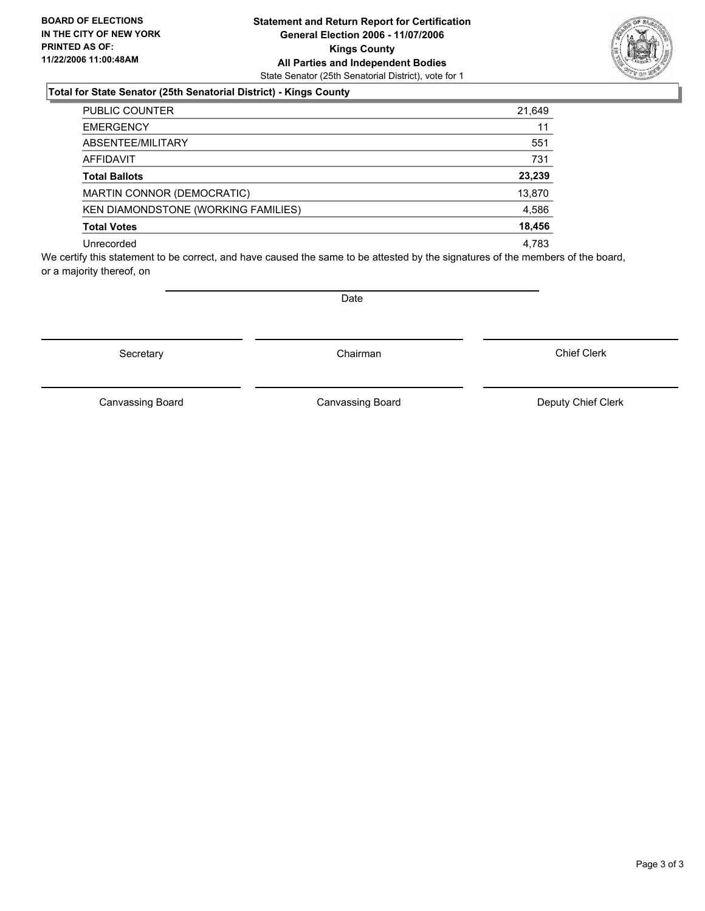**BOARD OF ELECTIONS IN THE CITY OF NEW YORK PRINTED AS OF: 11/22/2006 11:00:48AM**

**Statement and Return Report for Certification**
**General Election 2006 - 11/07/2006**
**Kings County**
**All Parties and Independent Bodies**
State Senator (25th Senatorial District), vote for 1

### Total for State Senator (25th Senatorial District) - Kings County

| | |
|---|---|
| PUBLIC COUNTER | 21,649 |
| EMERGENCY | 11 |
| ABSENTEE/MILITARY | 551 |
| AFFIDAVIT | 731 |
| **Total Ballots** | **23,239** |
| MARTIN CONNOR (DEMOCRATIC) | 13,870 |
| KEN DIAMONDSTONE (WORKING FAMILIES) | 4,586 |
| **Total Votes** | **18,456** |
| Unrecorded | 4,783 |

We certify this statement to be correct, and have caused the same to be attested by the signatures of the members of the board, or a majority thereof, on

Date

Secretary

Chairman

Chief Clerk

Canvassing Board

Canvassing Board

Deputy Chief Clerk